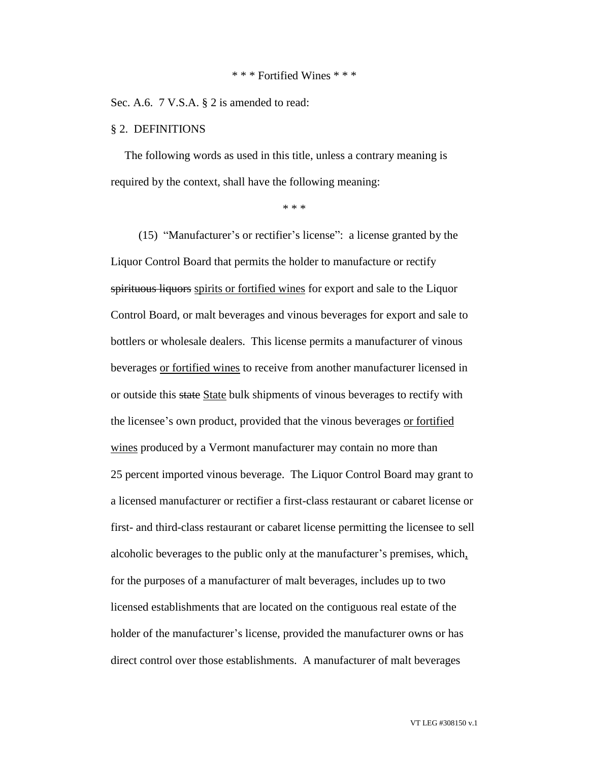\* \* \* Fortified Wines \* \* \*

Sec. A.6. 7 V.S.A. § 2 is amended to read:

§ 2. DEFINITIONS

The following words as used in this title, unless a contrary meaning is required by the context, shall have the following meaning:

\* \* \*

(15) "Manufacturer's or rectifier's license": a license granted by the Liquor Control Board that permits the holder to manufacture or rectify ~~spirituous liquors~~ <u>spirits or fortified wines</u> for export and sale to the Liquor Control Board, or malt beverages and vinous beverages for export and sale to bottlers or wholesale dealers. This license permits a manufacturer of vinous beverages <u>or fortified wines</u> to receive from another manufacturer licensed in or outside this ~~state~~ <u>State</u> bulk shipments of vinous beverages to rectify with the licensee's own product, provided that the vinous beverages <u>or fortified wines</u> produced by a Vermont manufacturer may contain no more than 25 percent imported vinous beverage. The Liquor Control Board may grant to a licensed manufacturer or rectifier a first-class restaurant or cabaret license or first- and third-class restaurant or cabaret license permitting the licensee to sell alcoholic beverages to the public only at the manufacturer's premises, which<u>,</u> for the purposes of a manufacturer of malt beverages, includes up to two licensed establishments that are located on the contiguous real estate of the holder of the manufacturer's license, provided the manufacturer owns or has direct control over those establishments. A manufacturer of malt beverages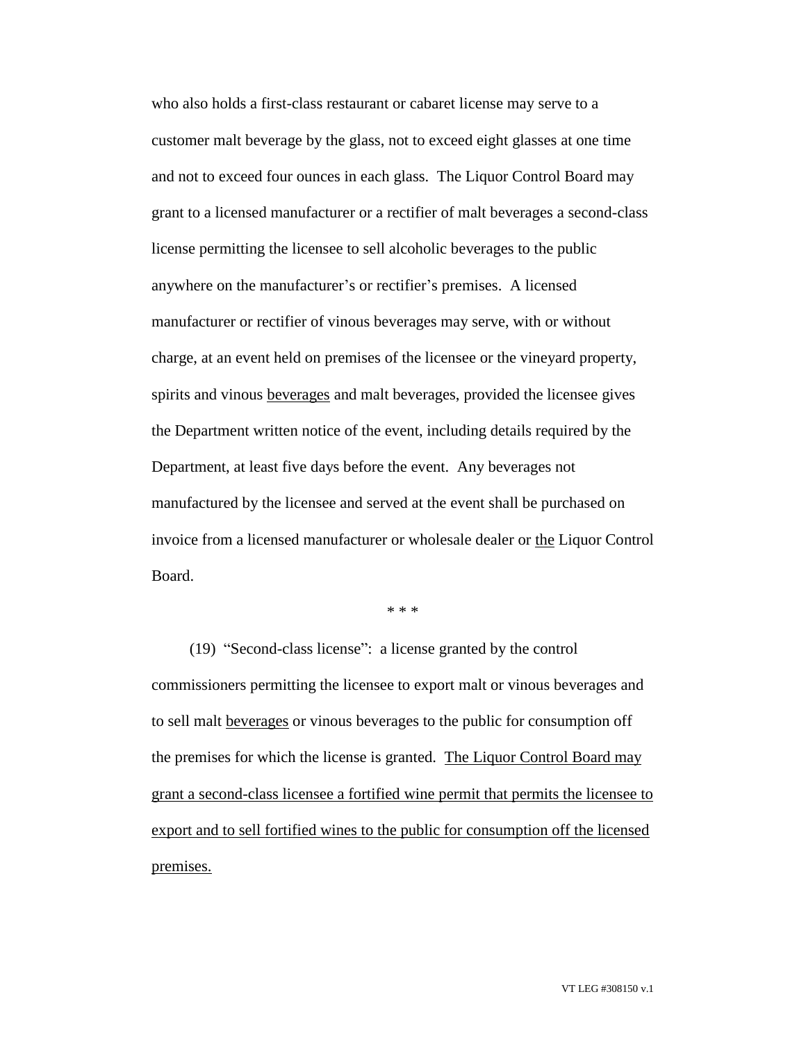who also holds a first-class restaurant or cabaret license may serve to a customer malt beverage by the glass, not to exceed eight glasses at one time and not to exceed four ounces in each glass. The Liquor Control Board may grant to a licensed manufacturer or a rectifier of malt beverages a second-class license permitting the licensee to sell alcoholic beverages to the public anywhere on the manufacturer's or rectifier's premises. A licensed manufacturer or rectifier of vinous beverages may serve, with or without charge, at an event held on premises of the licensee or the vineyard property, spirits and vinous <u>beverages</u> and malt beverages, provided the licensee gives the Department written notice of the event, including details required by the Department, at least five days before the event. Any beverages not manufactured by the licensee and served at the event shall be purchased on invoice from a licensed manufacturer or wholesale dealer or <u>the</u> Liquor Control Board.

\* \* \*

(19) "Second-class license": a license granted by the control commissioners permitting the licensee to export malt or vinous beverages and to sell malt <u>beverages</u> or vinous beverages to the public for consumption off the premises for which the license is granted. <u>The Liquor Control Board may grant a second-class licensee a fortified wine permit that permits the licensee to export and to sell fortified wines to the public for consumption off the licensed premises.</u>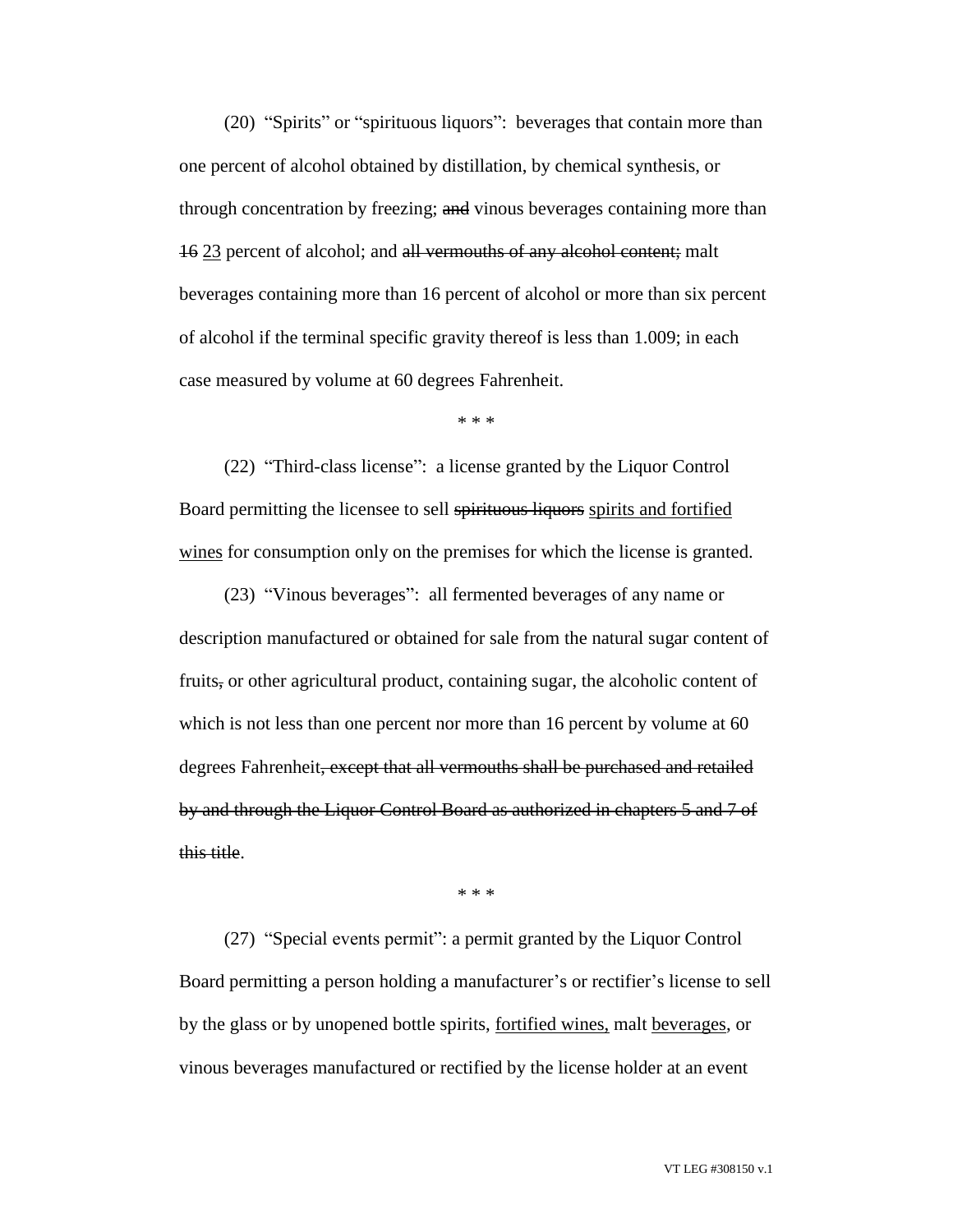(20) "Spirits" or "spirituous liquors": beverages that contain more than one percent of alcohol obtained by distillation, by chemical synthesis, or through concentration by freezing; ~~and~~ vinous beverages containing more than ~~16~~ <u>23</u> percent of alcohol; and ~~all vermouths of any alcohol content;~~ malt beverages containing more than 16 percent of alcohol or more than six percent of alcohol if the terminal specific gravity thereof is less than 1.009; in each case measured by volume at 60 degrees Fahrenheit.

\* \* \*

(22) "Third-class license": a license granted by the Liquor Control Board permitting the licensee to sell ~~spirituous liquors~~ <u>spirits and fortified wines</u> for consumption only on the premises for which the license is granted.

(23) "Vinous beverages": all fermented beverages of any name or description manufactured or obtained for sale from the natural sugar content of fruits~~,~~ or other agricultural product, containing sugar, the alcoholic content of which is not less than one percent nor more than 16 percent by volume at 60 degrees Fahrenheit~~, except that all vermouths shall be purchased and retailed by and through the Liquor Control Board as authorized in chapters 5 and 7 of this title~~.

\* \* \*

(27) "Special events permit": a permit granted by the Liquor Control Board permitting a person holding a manufacturer's or rectifier's license to sell by the glass or by unopened bottle spirits, <u>fortified wines,</u> malt <u>beverages</u>, or vinous beverages manufactured or rectified by the license holder at an event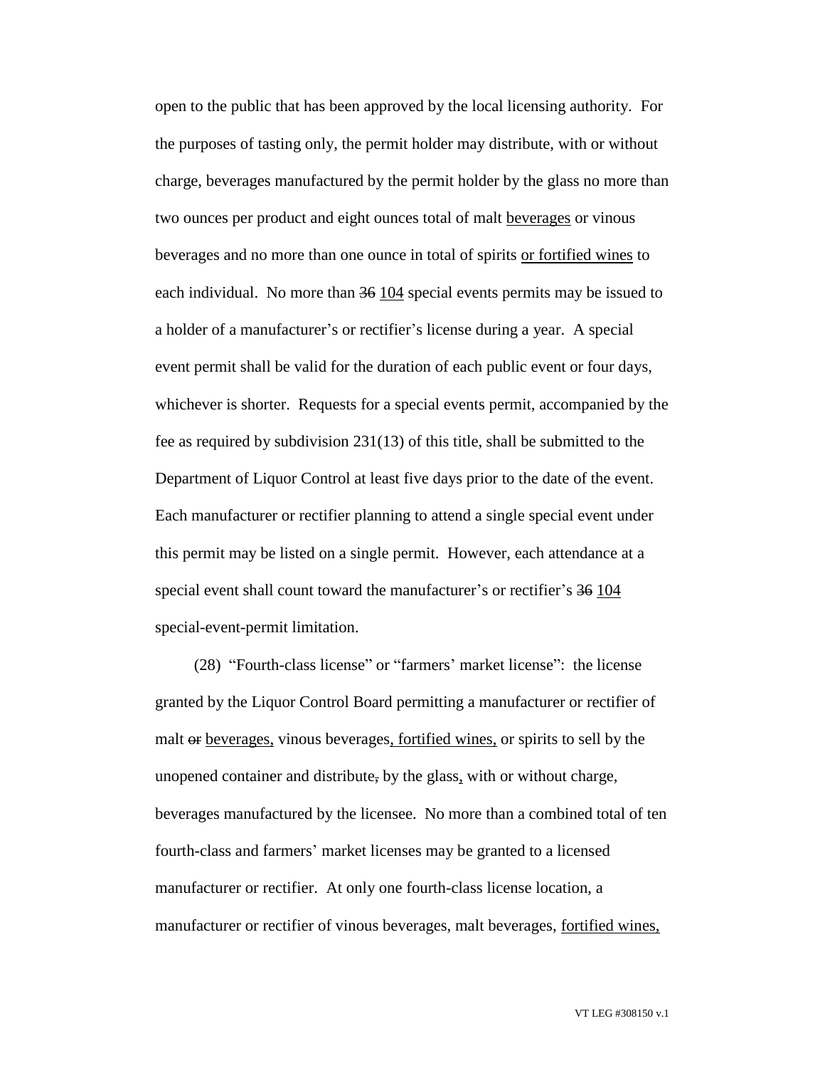open to the public that has been approved by the local licensing authority. For the purposes of tasting only, the permit holder may distribute, with or without charge, beverages manufactured by the permit holder by the glass no more than two ounces per product and eight ounces total of malt <u>beverages</u> or vinous beverages and no more than one ounce in total of spirits <u>or fortified wines</u> to each individual. No more than ~~36~~ <u>104</u> special events permits may be issued to a holder of a manufacturer's or rectifier's license during a year. A special event permit shall be valid for the duration of each public event or four days, whichever is shorter. Requests for a special events permit, accompanied by the fee as required by subdivision 231(13) of this title, shall be submitted to the Department of Liquor Control at least five days prior to the date of the event. Each manufacturer or rectifier planning to attend a single special event under this permit may be listed on a single permit. However, each attendance at a special event shall count toward the manufacturer's or rectifier's ~~36~~ <u>104</u> special-event-permit limitation.

(28) "Fourth-class license" or "farmers' market license": the license granted by the Liquor Control Board permitting a manufacturer or rectifier of malt ~~or~~ <u>beverages,</u> vinous beverages<u>, fortified wines,</u> or spirits to sell by the unopened container and distribute~~,~~ by the glass<u>,</u> with or without charge, beverages manufactured by the licensee. No more than a combined total of ten fourth-class and farmers' market licenses may be granted to a licensed manufacturer or rectifier. At only one fourth-class license location, a manufacturer or rectifier of vinous beverages, malt beverages, <u>fortified wines,</u>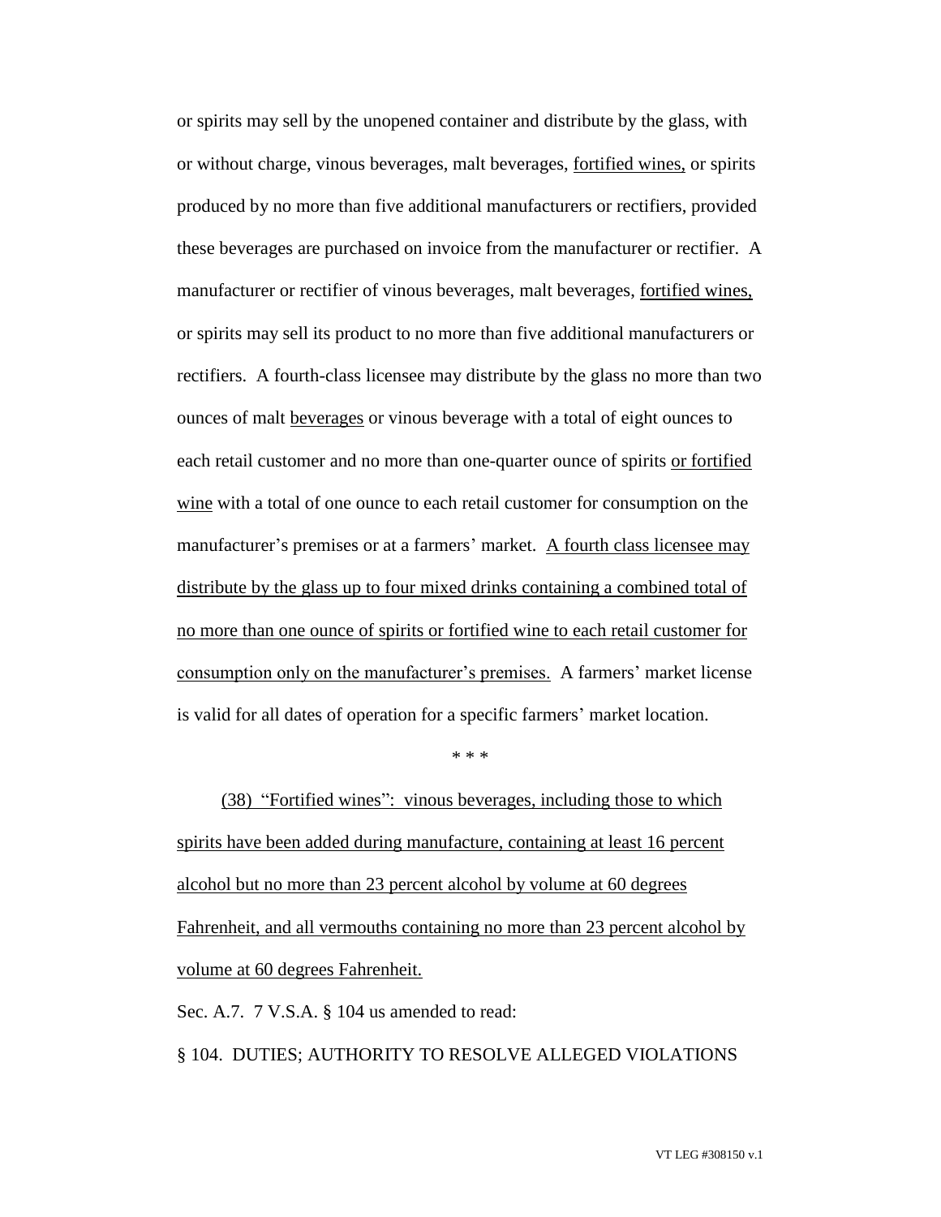or spirits may sell by the unopened container and distribute by the glass, with or without charge, vinous beverages, malt beverages, <u>fortified wines,</u> or spirits produced by no more than five additional manufacturers or rectifiers, provided these beverages are purchased on invoice from the manufacturer or rectifier. A manufacturer or rectifier of vinous beverages, malt beverages, <u>fortified wines,</u> or spirits may sell its product to no more than five additional manufacturers or rectifiers. A fourth-class licensee may distribute by the glass no more than two ounces of malt <u>beverages</u> or vinous beverage with a total of eight ounces to each retail customer and no more than one-quarter ounce of spirits <u>or fortified wine</u> with a total of one ounce to each retail customer for consumption on the manufacturer's premises or at a farmers' market. <u>A fourth class licensee may distribute by the glass up to four mixed drinks containing a combined total of no more than one ounce of spirits or fortified wine to each retail customer for consumption only on the manufacturer's premises.</u> A farmers' market license is valid for all dates of operation for a specific farmers' market location.

\* \* \*

<u>(38) "Fortified wines": vinous beverages, including those to which spirits have been added during manufacture, containing at least 16 percent alcohol but no more than 23 percent alcohol by volume at 60 degrees Fahrenheit, and all vermouths containing no more than 23 percent alcohol by volume at 60 degrees Fahrenheit.</u>

Sec. A.7. 7 V.S.A. § 104 us amended to read:

§ 104. DUTIES; AUTHORITY TO RESOLVE ALLEGED VIOLATIONS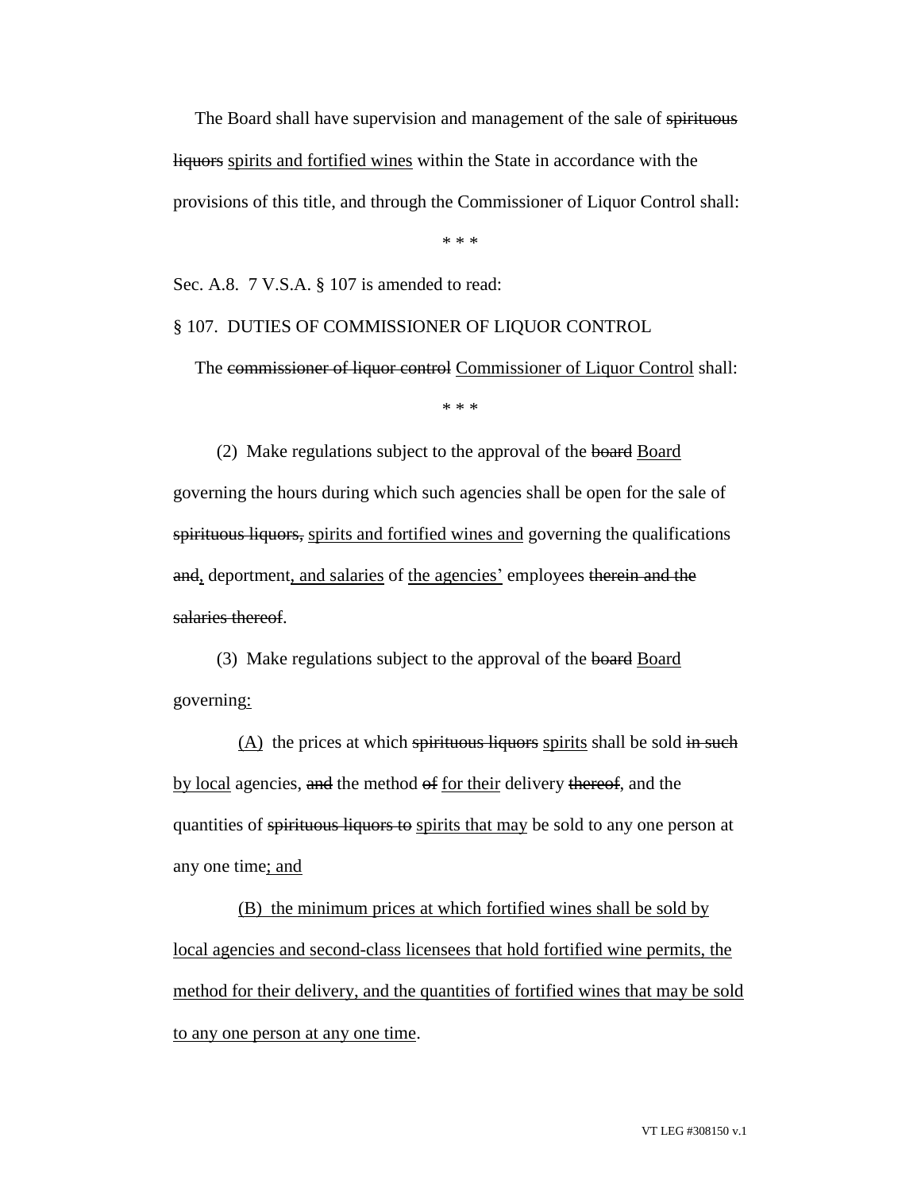The Board shall have supervision and management of the sale of ~~spirituous liquors~~ spirits and fortified wines within the State in accordance with the provisions of this title, and through the Commissioner of Liquor Control shall:

\* \* \*

Sec. A.8. 7 V.S.A. § 107 is amended to read:

§ 107. DUTIES OF COMMISSIONER OF LIQUOR CONTROL

The ~~commissioner of liquor control~~ Commissioner of Liquor Control shall:

\* \* \*

(2) Make regulations subject to the approval of the ~~board~~ Board governing the hours during which such agencies shall be open for the sale of ~~spirituous liquors,~~ spirits and fortified wines and governing the qualifications ~~and~~, deportment, and salaries of the agencies' employees ~~therein and the salaries thereof~~.

(3) Make regulations subject to the approval of the ~~board~~ Board governing:

(A) the prices at which ~~spirituous liquors~~ spirits shall be sold ~~in such~~ by local agencies, ~~and~~ the method ~~of~~ for their delivery ~~thereof~~, and the quantities of ~~spirituous liquors to~~ spirits that may be sold to any one person at any one time; and

(B) the minimum prices at which fortified wines shall be sold by local agencies and second-class licensees that hold fortified wine permits, the method for their delivery, and the quantities of fortified wines that may be sold to any one person at any one time.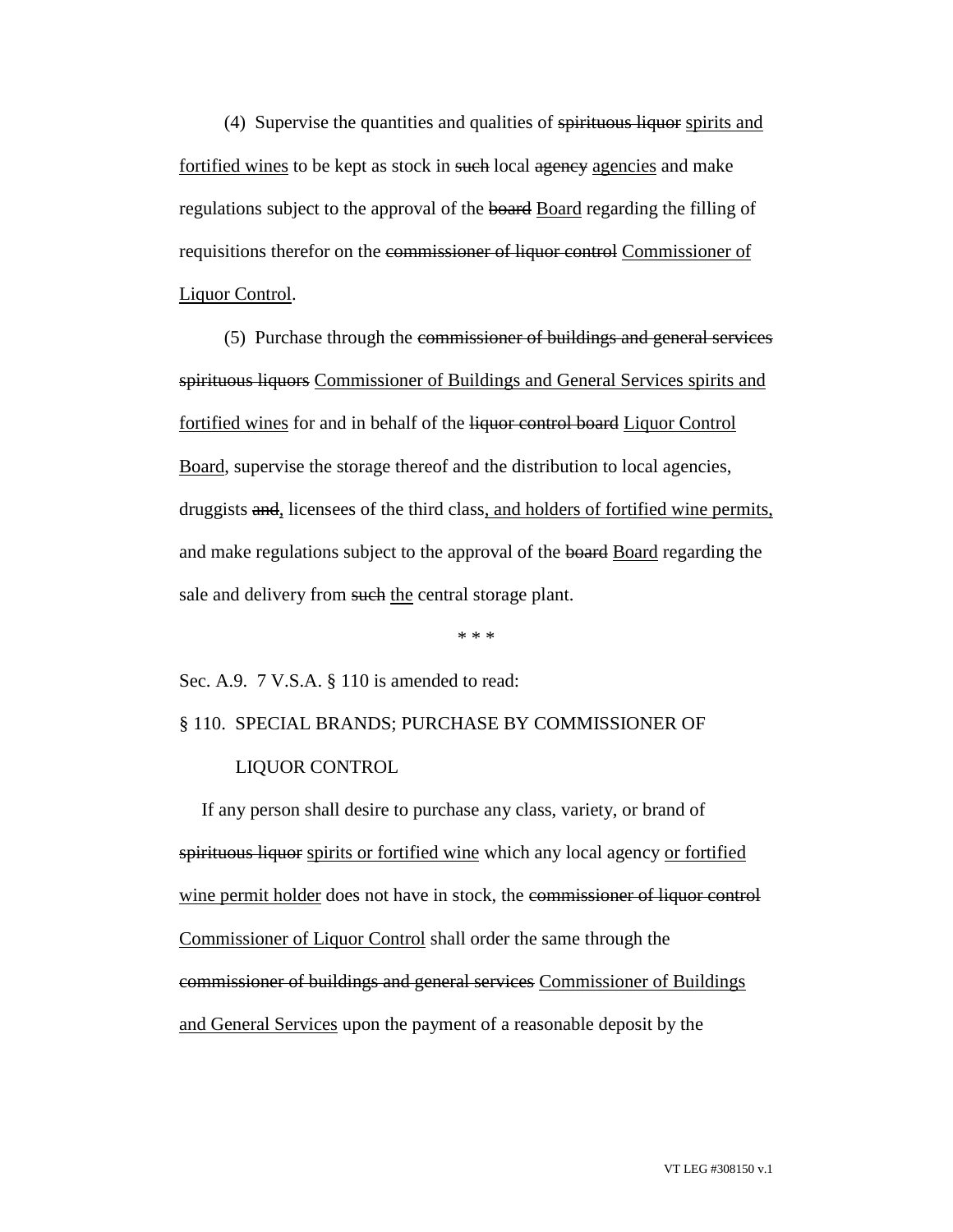(4) Supervise the quantities and qualities of ~~spirituous liquor~~ <u>spirits and fortified wines</u> to be kept as stock in ~~such~~ local ~~agency~~ <u>agencies</u> and make regulations subject to the approval of the ~~board~~ <u>Board</u> regarding the filling of requisitions therefor on the ~~commissioner of liquor control~~ <u>Commissioner of Liquor Control</u>.

(5) Purchase through the ~~commissioner of buildings and general services spirituous liquors~~ <u>Commissioner of Buildings and General Services spirits and fortified wines</u> for and in behalf of the ~~liquor control board~~ <u>Liquor Control Board</u>, supervise the storage thereof and the distribution to local agencies, druggists ~~and~~<u>,</u> licensees of the third class<u>, and holders of fortified wine permits,</u> and make regulations subject to the approval of the ~~board~~ <u>Board</u> regarding the sale and delivery from ~~such~~ <u>the</u> central storage plant.

\* \* \*

Sec. A.9. 7 V.S.A. § 110 is amended to read:

§ 110. SPECIAL BRANDS; PURCHASE BY COMMISSIONER OF LIQUOR CONTROL

If any person shall desire to purchase any class, variety, or brand of ~~spirituous liquor~~ <u>spirits or fortified wine</u> which any local agency <u>or fortified wine permit holder</u> does not have in stock, the ~~commissioner of liquor control~~ <u>Commissioner of Liquor Control</u> shall order the same through the ~~commissioner of buildings and general services~~ <u>Commissioner of Buildings and General Services</u> upon the payment of a reasonable deposit by the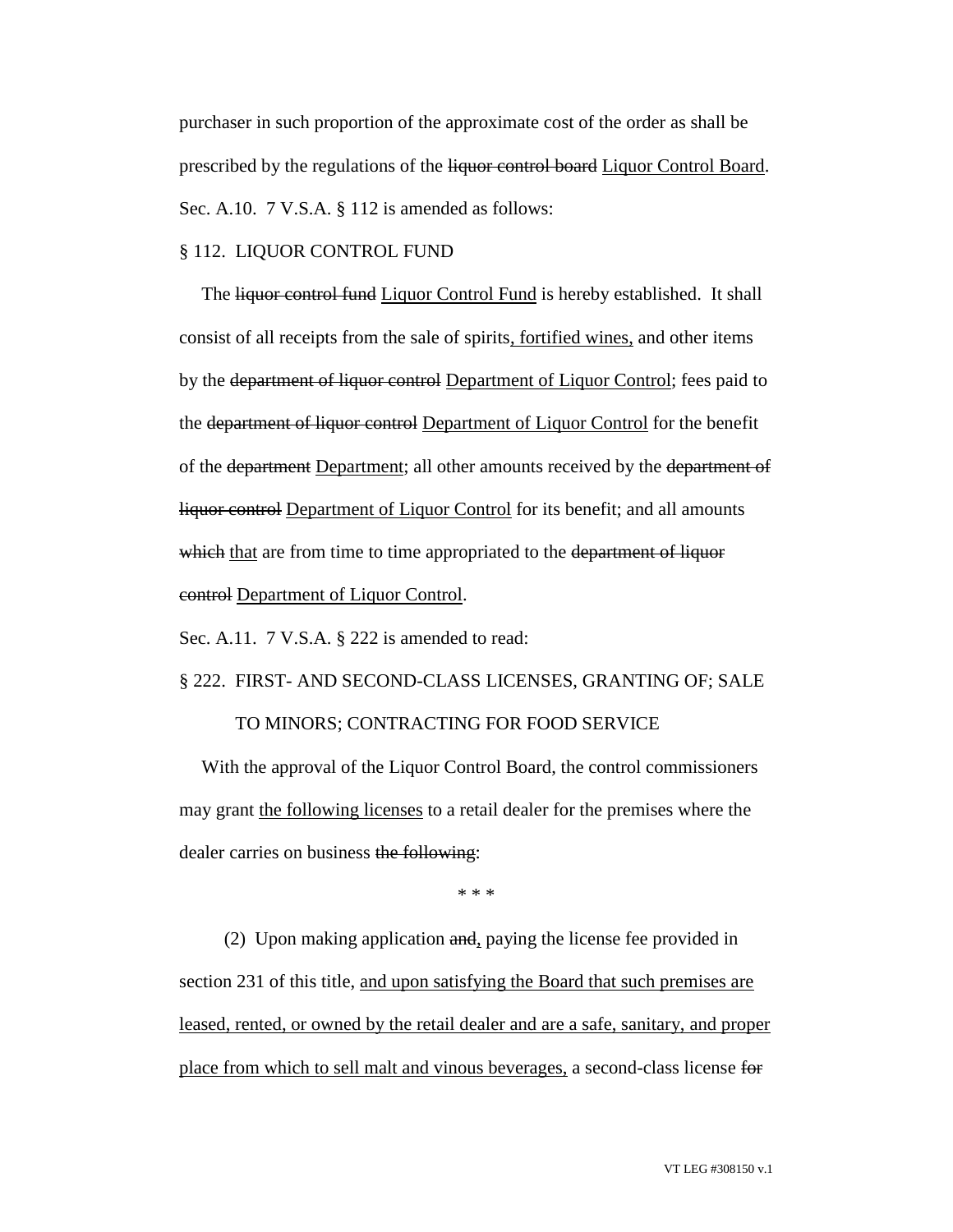purchaser in such proportion of the approximate cost of the order as shall be prescribed by the regulations of the ~~liquor control board~~ <u>Liquor Control Board</u>.

Sec. A.10. 7 V.S.A. § 112 is amended as follows:

§ 112. LIQUOR CONTROL FUND

The ~~liquor control fund~~ <u>Liquor Control Fund</u> is hereby established. It shall consist of all receipts from the sale of spirits<u>, fortified wines,</u> and other items by the ~~department of liquor control~~ <u>Department of Liquor Control</u>; fees paid to the ~~department of liquor control~~ <u>Department of Liquor Control</u> for the benefit of the ~~department~~ <u>Department</u>; all other amounts received by the ~~department of liquor control~~ <u>Department of Liquor Control</u> for its benefit; and all amounts ~~which~~ <u>that</u> are from time to time appropriated to the ~~department of liquor control~~ <u>Department of Liquor Control</u>.

Sec. A.11. 7 V.S.A. § 222 is amended to read:

§ 222. FIRST- AND SECOND-CLASS LICENSES, GRANTING OF; SALE TO MINORS; CONTRACTING FOR FOOD SERVICE

With the approval of the Liquor Control Board, the control commissioners may grant <u>the following licenses</u> to a retail dealer for the premises where the dealer carries on business ~~the following~~:

\* \* \*

(2) Upon making application ~~and~~<u>,</u> paying the license fee provided in section 231 of this title, <u>and upon satisfying the Board that such premises are leased, rented, or owned by the retail dealer and are a safe, sanitary, and proper place from which to sell malt and vinous beverages,</u> a second-class license ~~for~~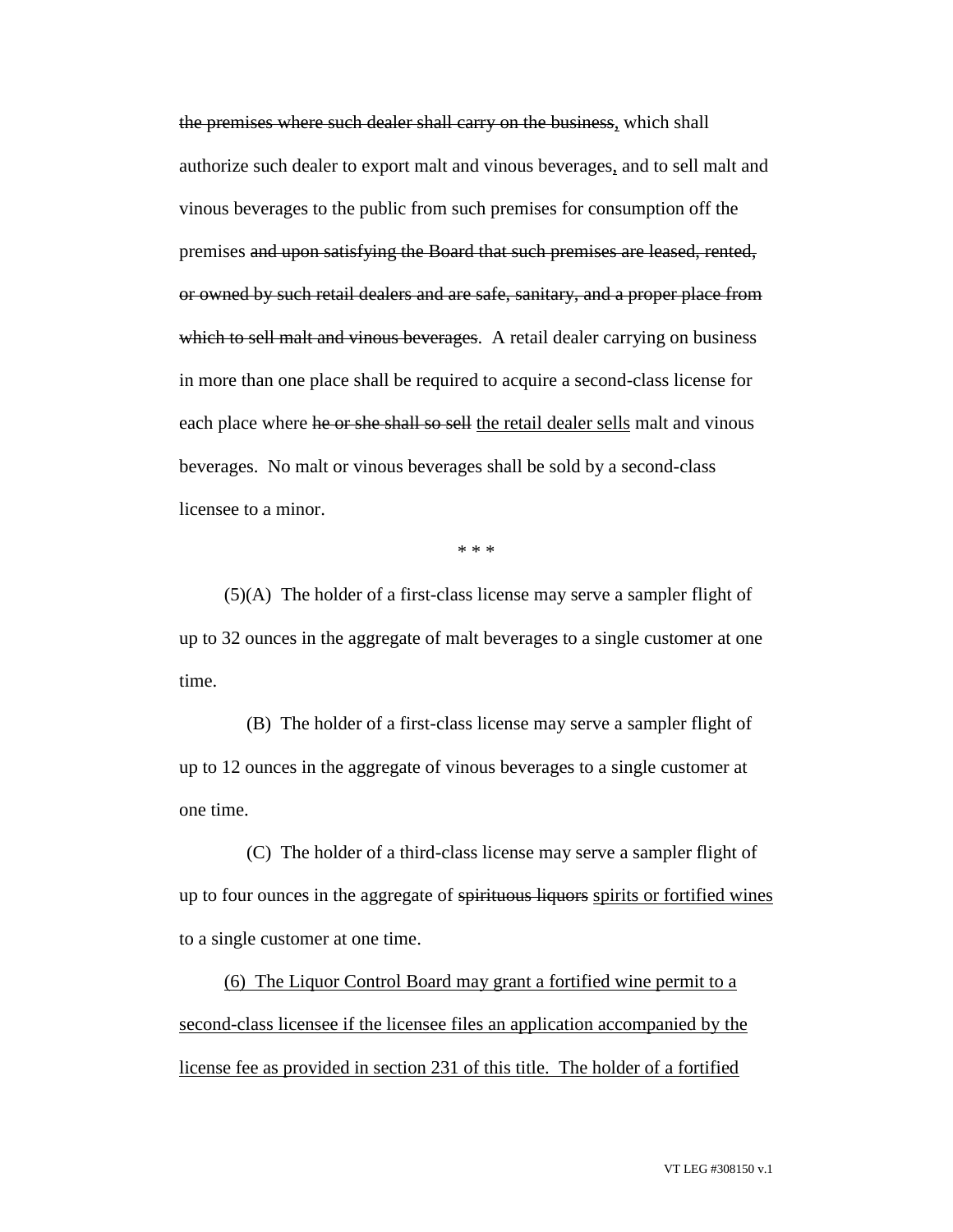~~the premises where such dealer shall carry on the business~~<u>,</u> which shall authorize such dealer to export malt and vinous beverages<u>,</u> and to sell malt and vinous beverages to the public from such premises for consumption off the premises ~~and upon satisfying the Board that such premises are leased, rented, or owned by such retail dealers and are safe, sanitary, and a proper place from which to sell malt and vinous beverages~~. A retail dealer carrying on business in more than one place shall be required to acquire a second-class license for each place where ~~he or she shall so sell~~ <u>the retail dealer sells</u> malt and vinous beverages. No malt or vinous beverages shall be sold by a second-class licensee to a minor.

\* \* \*

(5)(A) The holder of a first-class license may serve a sampler flight of up to 32 ounces in the aggregate of malt beverages to a single customer at one time.

(B) The holder of a first-class license may serve a sampler flight of up to 12 ounces in the aggregate of vinous beverages to a single customer at one time.

(C) The holder of a third-class license may serve a sampler flight of up to four ounces in the aggregate of ~~spirituous liquors~~ <u>spirits or fortified wines</u> to a single customer at one time.

<u>(6) The Liquor Control Board may grant a fortified wine permit to a second-class licensee if the licensee files an application accompanied by the license fee as provided in section 231 of this title. The holder of a fortified</u>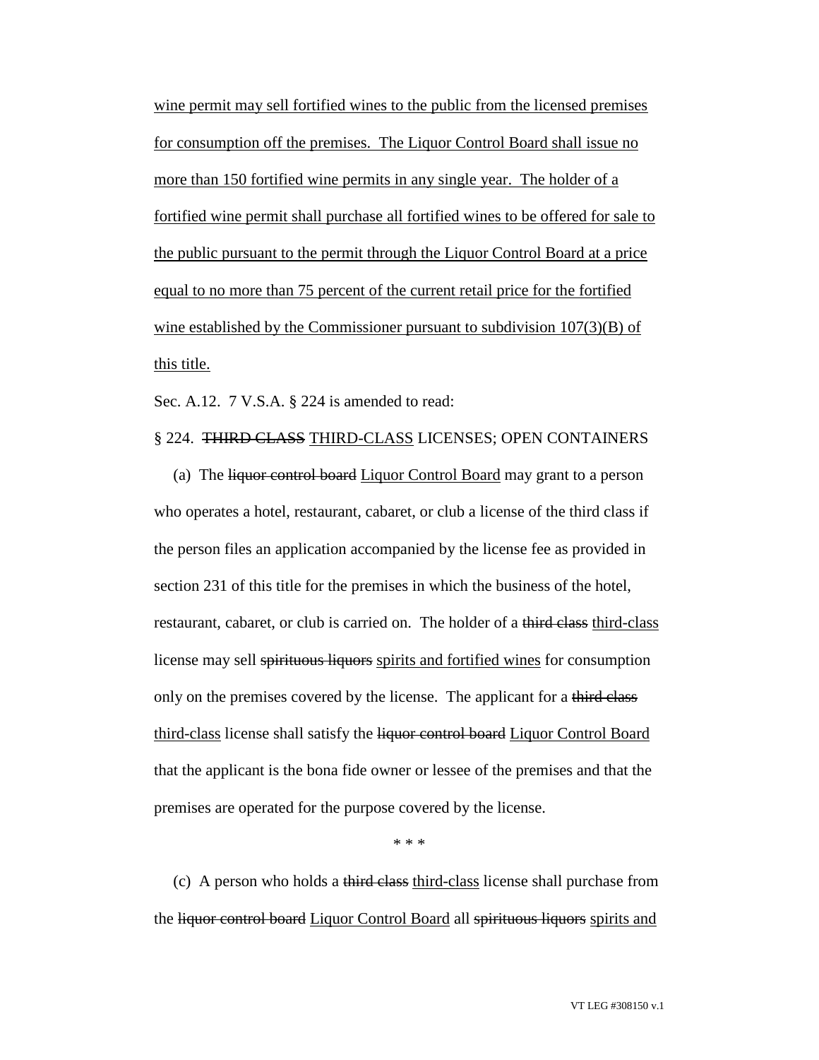wine permit may sell fortified wines to the public from the licensed premises for consumption off the premises. The Liquor Control Board shall issue no more than 150 fortified wine permits in any single year. The holder of a fortified wine permit shall purchase all fortified wines to be offered for sale to the public pursuant to the permit through the Liquor Control Board at a price equal to no more than 75 percent of the current retail price for the fortified wine established by the Commissioner pursuant to subdivision 107(3)(B) of this title.

Sec. A.12. 7 V.S.A. § 224 is amended to read:

§ 224. ~~THIRD CLASS~~ THIRD-CLASS LICENSES; OPEN CONTAINERS

(a) The ~~liquor control board~~ Liquor Control Board may grant to a person who operates a hotel, restaurant, cabaret, or club a license of the third class if the person files an application accompanied by the license fee as provided in section 231 of this title for the premises in which the business of the hotel, restaurant, cabaret, or club is carried on. The holder of a ~~third class~~ third-class license may sell ~~spirituous liquors~~ spirits and fortified wines for consumption only on the premises covered by the license. The applicant for a ~~third class~~ third-class license shall satisfy the ~~liquor control board~~ Liquor Control Board that the applicant is the bona fide owner or lessee of the premises and that the premises are operated for the purpose covered by the license.

\* \* \*

(c) A person who holds a ~~third class~~ third-class license shall purchase from the ~~liquor control board~~ Liquor Control Board all ~~spirituous liquors~~ spirits and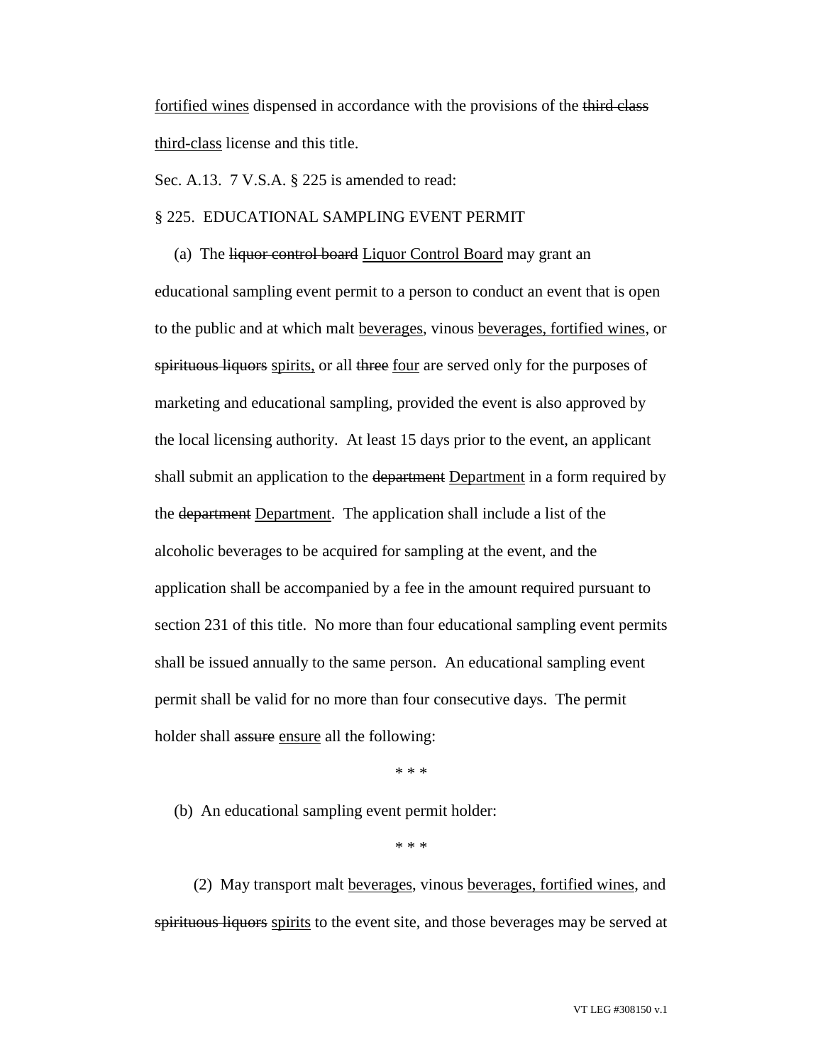<u>fortified wines</u> dispensed in accordance with the provisions of the ~~third class~~ <u>third-class</u> license and this title.

Sec. A.13. 7 V.S.A. § 225 is amended to read:

§ 225. EDUCATIONAL SAMPLING EVENT PERMIT

(a) The ~~liquor control board~~ <u>Liquor Control Board</u> may grant an educational sampling event permit to a person to conduct an event that is open to the public and at which malt <u>beverages</u>, vinous <u>beverages, fortified wines</u>, or ~~spirituous liquors~~ <u>spirits,</u> or all ~~three~~ <u>four</u> are served only for the purposes of marketing and educational sampling, provided the event is also approved by the local licensing authority. At least 15 days prior to the event, an applicant shall submit an application to the ~~department~~ <u>Department</u> in a form required by the ~~department~~ <u>Department</u>. The application shall include a list of the alcoholic beverages to be acquired for sampling at the event, and the application shall be accompanied by a fee in the amount required pursuant to section 231 of this title. No more than four educational sampling event permits shall be issued annually to the same person. An educational sampling event permit shall be valid for no more than four consecutive days. The permit holder shall ~~assure~~ <u>ensure</u> all the following:

\* \* \*

(b) An educational sampling event permit holder:

\* \* \*

(2) May transport malt <u>beverages</u>, vinous <u>beverages, fortified wines</u>, and ~~spirituous liquors~~ <u>spirits</u> to the event site, and those beverages may be served at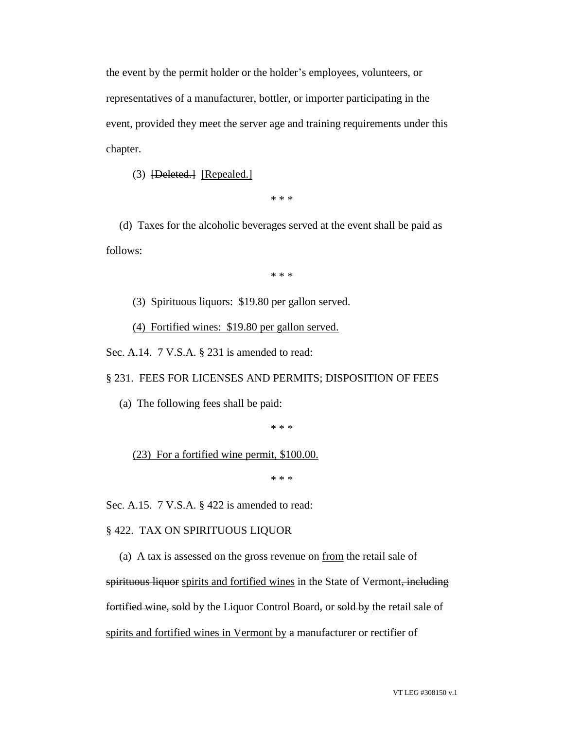the event by the permit holder or the holder's employees, volunteers, or representatives of a manufacturer, bottler, or importer participating in the event, provided they meet the server age and training requirements under this chapter.

(3) ~~[Deleted.]~~ [Repealed.]

\* \* \*

(d) Taxes for the alcoholic beverages served at the event shall be paid as follows:

\* \* \*

(3) Spirituous liquors: $19.80 per gallon served.

(4) Fortified wines: $19.80 per gallon served.

Sec. A.14. 7 V.S.A. § 231 is amended to read:

§ 231. FEES FOR LICENSES AND PERMITS; DISPOSITION OF FEES

(a) The following fees shall be paid:

\* \* \*

(23) For a fortified wine permit, $100.00.

\* \* \*

Sec. A.15. 7 V.S.A. § 422 is amended to read:

§ 422. TAX ON SPIRITUOUS LIQUOR

(a) A tax is assessed on the gross revenue ~~on~~ from the ~~retail~~ sale of ~~spirituous liquor~~ spirits and fortified wines in the State of Vermont~~, including fortified wine, sold~~ by the Liquor Control Board~~,~~ or ~~sold by~~ the retail sale of spirits and fortified wines in Vermont by a manufacturer or rectifier of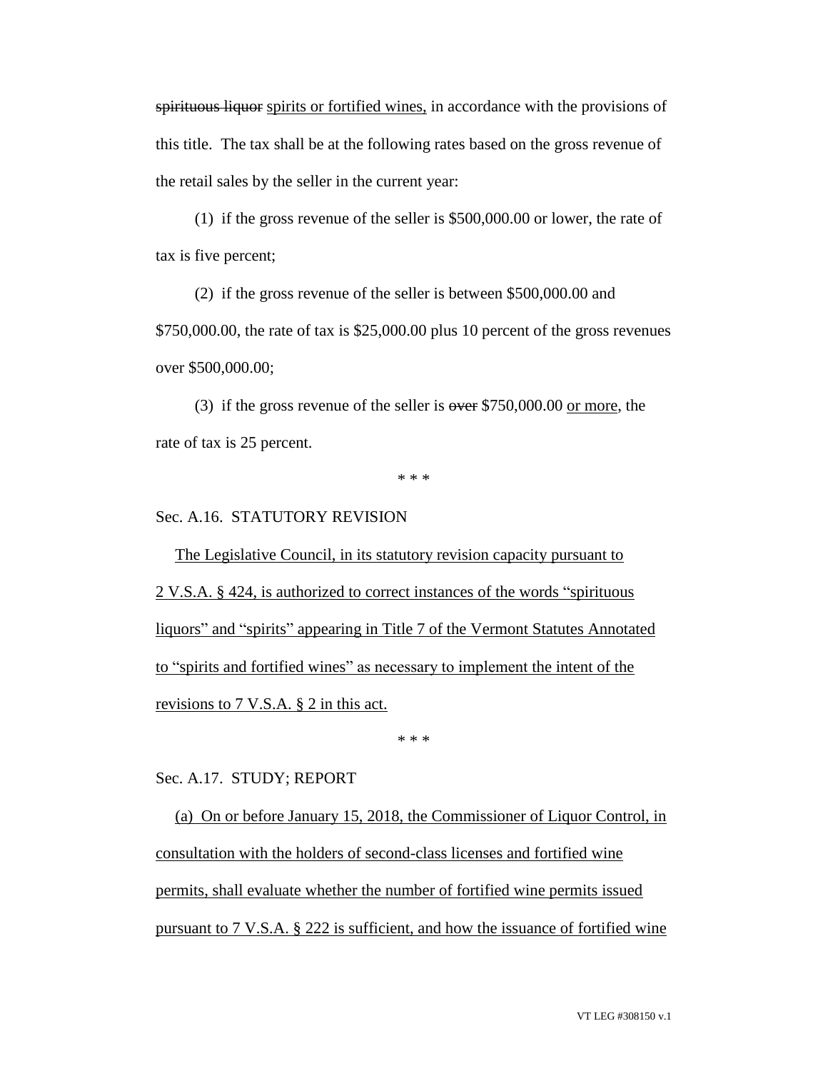~~spirituous liquor~~ <u>spirits or fortified wines,</u> in accordance with the provisions of this title. The tax shall be at the following rates based on the gross revenue of the retail sales by the seller in the current year:

(1) if the gross revenue of the seller is $500,000.00 or lower, the rate of tax is five percent;

(2) if the gross revenue of the seller is between $500,000.00 and $750,000.00, the rate of tax is $25,000.00 plus 10 percent of the gross revenues over $500,000.00;

(3) if the gross revenue of the seller is ~~over~~ $750,000.00 <u>or more</u>, the rate of tax is 25 percent.

\* \* \*

Sec. A.16. STATUTORY REVISION

<u>The Legislative Council, in its statutory revision capacity pursuant to 2 V.S.A. § 424, is authorized to correct instances of the words "spirituous liquors" and "spirits" appearing in Title 7 of the Vermont Statutes Annotated to "spirits and fortified wines" as necessary to implement the intent of the revisions to 7 V.S.A. § 2 in this act.</u>

\* \* \*

Sec. A.17. STUDY; REPORT

<u>(a) On or before January 15, 2018, the Commissioner of Liquor Control, in consultation with the holders of second-class licenses and fortified wine permits, shall evaluate whether the number of fortified wine permits issued pursuant to 7 V.S.A. § 222 is sufficient, and how the issuance of fortified wine</u>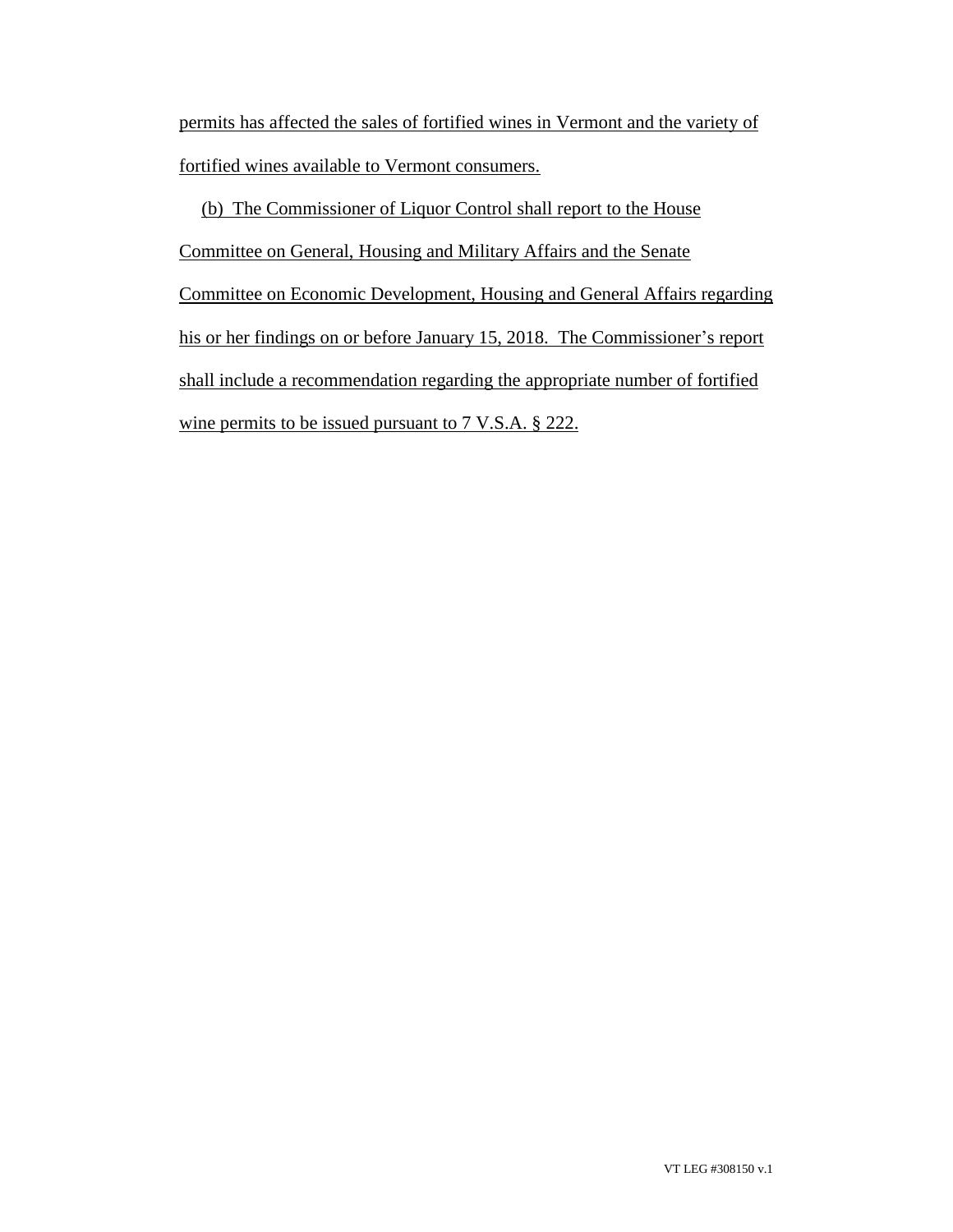permits has affected the sales of fortified wines in Vermont and the variety of fortified wines available to Vermont consumers.

(b) The Commissioner of Liquor Control shall report to the House Committee on General, Housing and Military Affairs and the Senate Committee on Economic Development, Housing and General Affairs regarding his or her findings on or before January 15, 2018. The Commissioner's report shall include a recommendation regarding the appropriate number of fortified wine permits to be issued pursuant to 7 V.S.A. § 222.